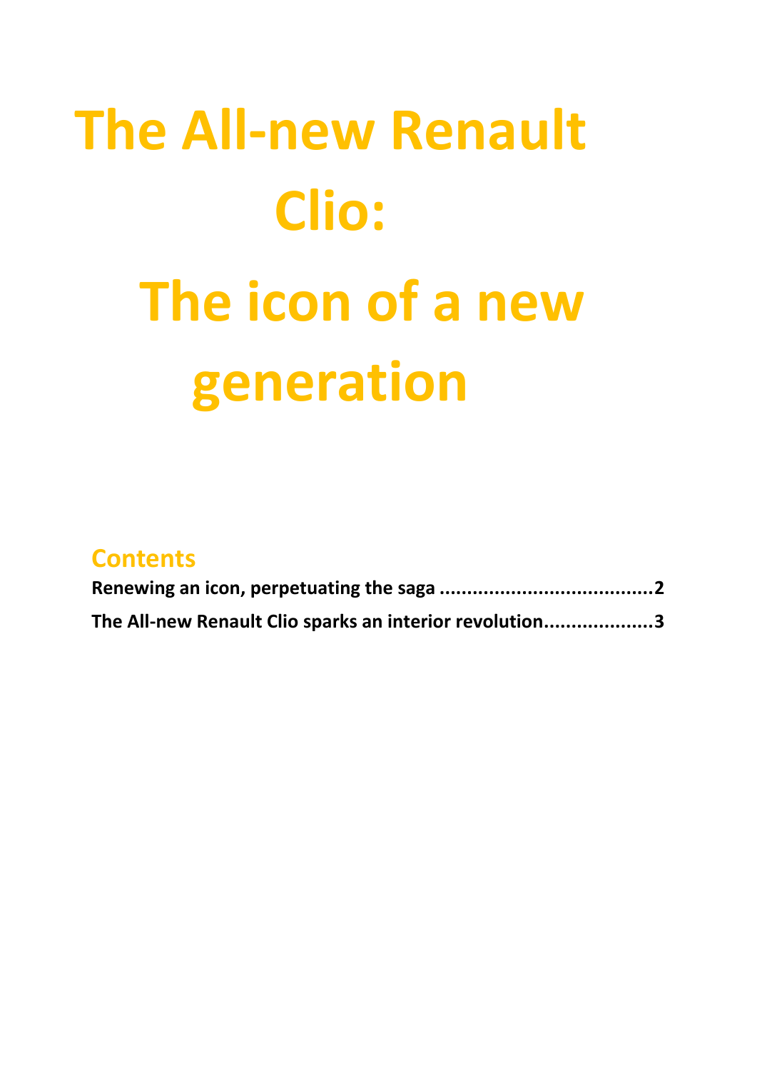# The All-new Renault Clio: The icon of a new generation

## Contents

**Renewing an icon, perpetuating the saga ......................................2**

**The All-new Renault Clio sparks an interior revolution...................3**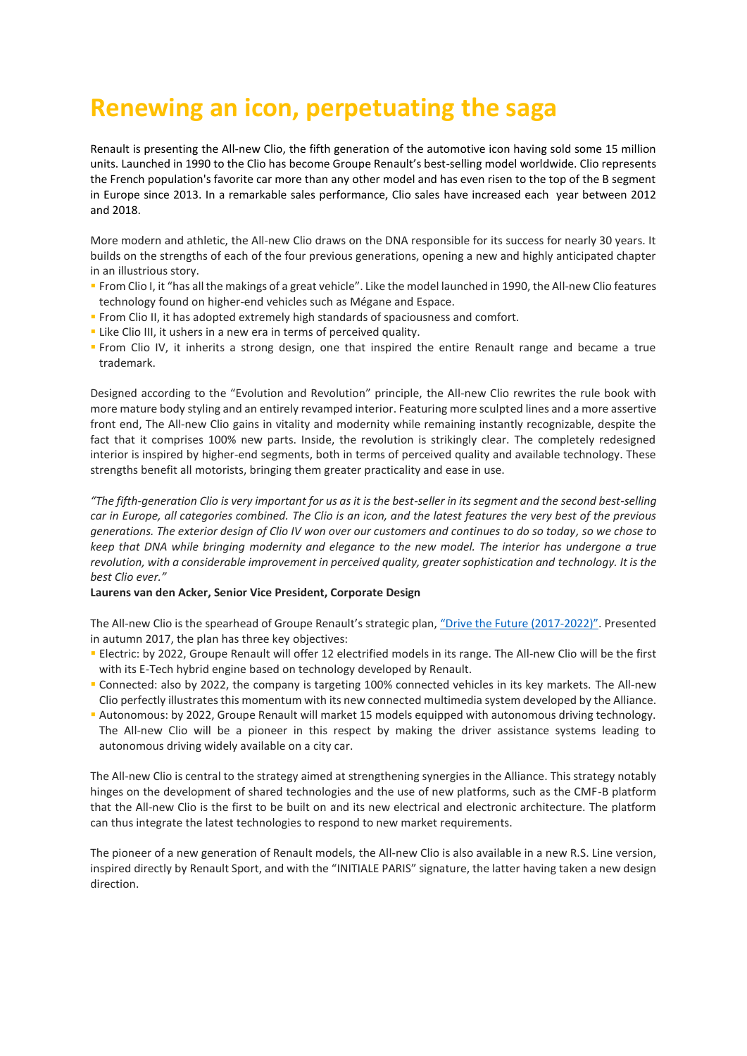# Renewing an icon, perpetuating the saga

Renault is presenting the All-new Clio, the fifth generation of the automotive icon having sold some 15 million units. Launched in 1990 to the Clio has become Groupe Renault's best-selling model worldwide. Clio represents the French population's favorite car more than any other model and has even risen to the top of the B segment in Europe since 2013. In a remarkable sales performance, Clio sales have increased each year between 2012 and 2018.

More modern and athletic, the All-new Clio draws on the DNA responsible for its success for nearly 30 years. It builds on the strengths of each of the four previous generations, opening a new and highly anticipated chapter in an illustrious story.

- From Clio I, it "has all the makings of a great vehicle". Like the model launched in 1990, the All-new Clio features technology found on higher-end vehicles such as Mégane and Espace.
- From Clio II, it has adopted extremely high standards of spaciousness and comfort.
- Like Clio III, it ushers in a new era in terms of perceived quality.
- From Clio IV, it inherits a strong design, one that inspired the entire Renault range and became a true trademark.

Designed according to the "Evolution and Revolution" principle, the All-new Clio rewrites the rule book with more mature body styling and an entirely revamped interior. Featuring more sculpted lines and a more assertive front end, The All-new Clio gains in vitality and modernity while remaining instantly recognizable, despite the fact that it comprises 100% new parts. Inside, the revolution is strikingly clear. The completely redesigned interior is inspired by higher-end segments, both in terms of perceived quality and available technology. These strengths benefit all motorists, bringing them greater practicality and ease in use.

*"The fifth-generation Clio is very important for us as it is the best-seller in its segment and the second best-selling car in Europe, all categories combined. The Clio is an icon, and the latest features the very best of the previous generations. The exterior design of Clio IV won over our customers and continues to do so today, so we chose to keep that DNA while bringing modernity and elegance to the new model. The interior has undergone a true revolution, with a considerable improvement in perceived quality, greater sophistication and technology. It is the best Clio ever."*

**Laurens van den Acker, Senior Vice President, Corporate Design**

The All-new Clio is the spearhead of Groupe Renault's strategic plan, "Drive the Future (2017-2022)". Presented in autumn 2017, the plan has three key objectives:

- Electric: by 2022, Groupe Renault will offer 12 electrified models in its range. The All-new Clio will be the first with its E-Tech hybrid engine based on technology developed by Renault.
- Connected: also by 2022, the company is targeting 100% connected vehicles in its key markets. The All-new Clio perfectly illustrates this momentum with its new connected multimedia system developed by the Alliance.
- Autonomous: by 2022, Groupe Renault will market 15 models equipped with autonomous driving technology. The All-new Clio will be a pioneer in this respect by making the driver assistance systems leading to autonomous driving widely available on a city car.

The All-new Clio is central to the strategy aimed at strengthening synergies in the Alliance. This strategy notably hinges on the development of shared technologies and the use of new platforms, such as the CMF-B platform that the All-new Clio is the first to be built on and its new electrical and electronic architecture. The platform can thus integrate the latest technologies to respond to new market requirements.

The pioneer of a new generation of Renault models, the All-new Clio is also available in a new R.S. Line version, inspired directly by Renault Sport, and with the "INITIALE PARIS" signature, the latter having taken a new design direction.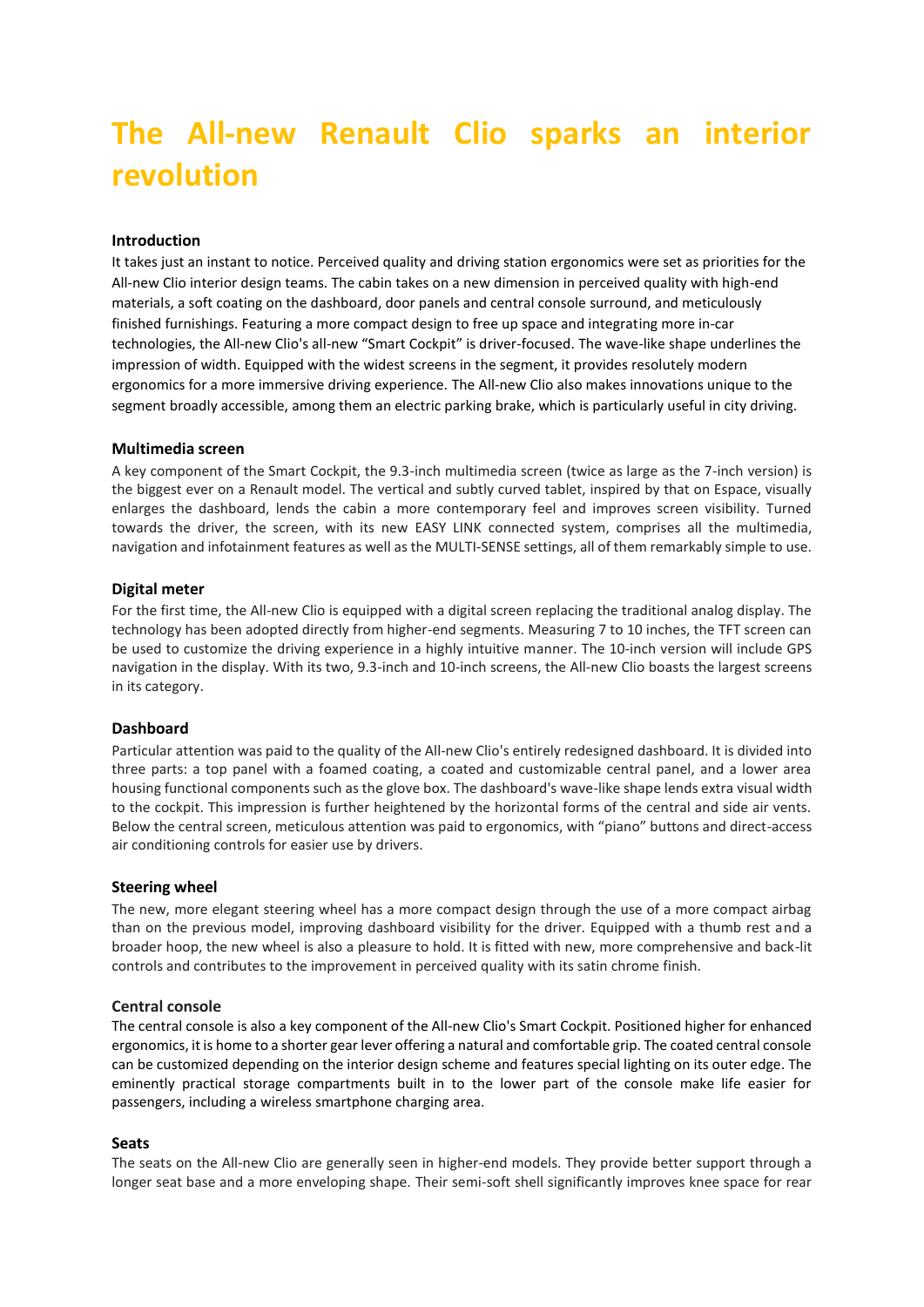# The All-new Renault Clio sparks an interior revolution

### Introduction

It takes just an instant to notice. Perceived quality and driving station ergonomics were set as priorities for the All-new Clio interior design teams. The cabin takes on a new dimension in perceived quality with high-end materials, a soft coating on the dashboard, door panels and central console surround, and meticulously finished furnishings. Featuring a more compact design to free up space and integrating more in-car technologies, the All-new Clio's all-new "Smart Cockpit" is driver-focused. The wave-like shape underlines the impression of width. Equipped with the widest screens in the segment, it provides resolutely modern ergonomics for a more immersive driving experience. The All-new Clio also makes innovations unique to the segment broadly accessible, among them an electric parking brake, which is particularly useful in city driving.

### Multimedia screen

A key component of the Smart Cockpit, the 9.3-inch multimedia screen (twice as large as the 7-inch version) is the biggest ever on a Renault model. The vertical and subtly curved tablet, inspired by that on Espace, visually enlarges the dashboard, lends the cabin a more contemporary feel and improves screen visibility. Turned towards the driver, the screen, with its new EASY LINK connected system, comprises all the multimedia, navigation and infotainment features as well as the MULTI-SENSE settings, all of them remarkably simple to use.

### Digital meter

For the first time, the All-new Clio is equipped with a digital screen replacing the traditional analog display. The technology has been adopted directly from higher-end segments. Measuring 7 to 10 inches, the TFT screen can be used to customize the driving experience in a highly intuitive manner. The 10-inch version will include GPS navigation in the display. With its two, 9.3-inch and 10-inch screens, the All-new Clio boasts the largest screens in its category.

### Dashboard

Particular attention was paid to the quality of the All-new Clio's entirely redesigned dashboard. It is divided into three parts: a top panel with a foamed coating, a coated and customizable central panel, and a lower area housing functional components such as the glove box. The dashboard's wave-like shape lends extra visual width to the cockpit. This impression is further heightened by the horizontal forms of the central and side air vents. Below the central screen, meticulous attention was paid to ergonomics, with "piano" buttons and direct-access air conditioning controls for easier use by drivers.

### Steering wheel

The new, more elegant steering wheel has a more compact design through the use of a more compact airbag than on the previous model, improving dashboard visibility for the driver. Equipped with a thumb rest and a broader hoop, the new wheel is also a pleasure to hold. It is fitted with new, more comprehensive and back-lit controls and contributes to the improvement in perceived quality with its satin chrome finish.

### Central console

The central console is also a key component of the All-new Clio's Smart Cockpit. Positioned higher for enhanced ergonomics, it is home to a shorter gear lever offering a natural and comfortable grip. The coated central console can be customized depending on the interior design scheme and features special lighting on its outer edge. The eminently practical storage compartments built in to the lower part of the console make life easier for passengers, including a wireless smartphone charging area.

### Seats

The seats on the All-new Clio are generally seen in higher-end models. They provide better support through a longer seat base and a more enveloping shape. Their semi-soft shell significantly improves knee space for rear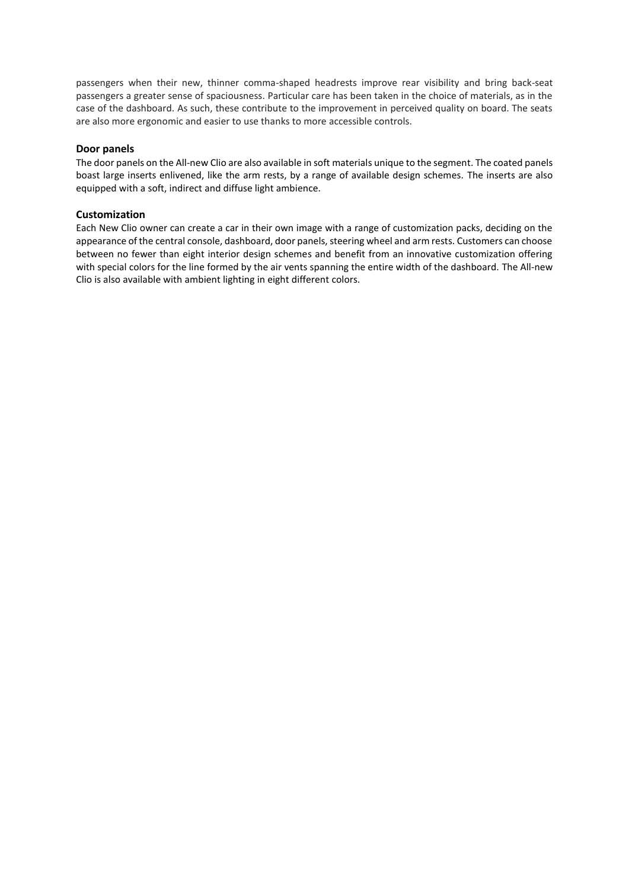passengers when their new, thinner comma-shaped headrests improve rear visibility and bring back-seat passengers a greater sense of spaciousness. Particular care has been taken in the choice of materials, as in the case of the dashboard. As such, these contribute to the improvement in perceived quality on board. The seats are also more ergonomic and easier to use thanks to more accessible controls.

### Door panels

The door panels on the All-new Clio are also available in soft materials unique to the segment. The coated panels boast large inserts enlivened, like the arm rests, by a range of available design schemes. The inserts are also equipped with a soft, indirect and diffuse light ambience.

### Customization

Each New Clio owner can create a car in their own image with a range of customization packs, deciding on the appearance of the central console, dashboard, door panels, steering wheel and arm rests. Customers can choose between no fewer than eight interior design schemes and benefit from an innovative customization offering with special colors for the line formed by the air vents spanning the entire width of the dashboard. The All-new Clio is also available with ambient lighting in eight different colors.